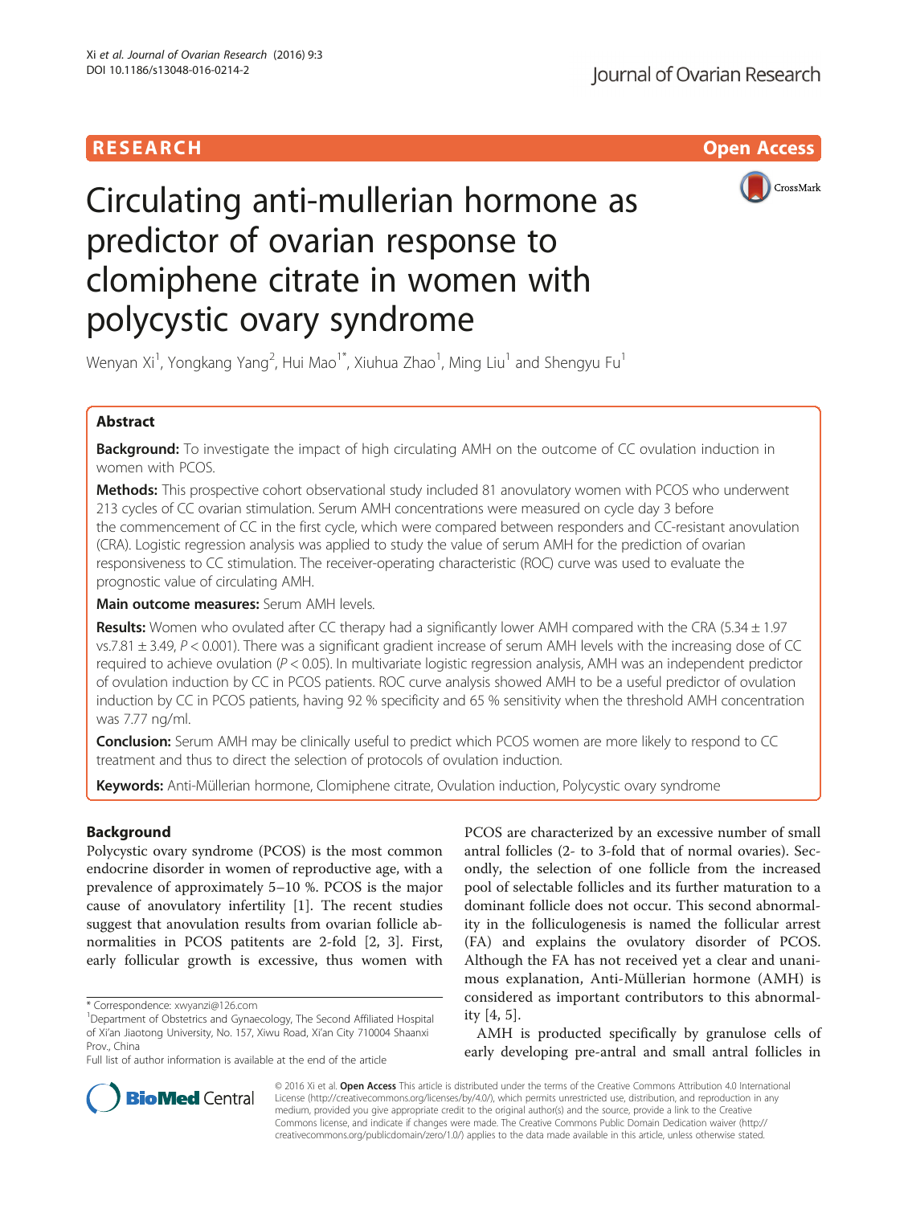RESEARCH Open Access

# Circulating anti-mullerian hormone as predictor of ovarian response to clomiphene citrate in women with polycystic ovary syndrome

Wenyan Xi[1], Yongkang Yang[2], Hui Mao[1*], Xiuhua Zhao[1], Ming Liu[1] and Shengyu Fu[1]

## Abstract

**Background:** To investigate the impact of high circulating AMH on the outcome of CC ovulation induction in women with PCOS.

**Methods:** This prospective cohort observational study included 81 anovulatory women with PCOS who underwent 213 cycles of CC ovarian stimulation. Serum AMH concentrations were measured on cycle day 3 before the commencement of CC in the first cycle, which were compared between responders and CC-resistant anovulation (CRA). Logistic regression analysis was applied to study the value of serum AMH for the prediction of ovarian responsiveness to CC stimulation. The receiver-operating characteristic (ROC) curve was used to evaluate the prognostic value of circulating AMH.

**Main outcome measures:** Serum AMH levels.

**Results:** Women who ovulated after CC therapy had a significantly lower AMH compared with the CRA (5.34 ± 1.97 vs.7.81 ± 3.49, $P < 0.001$). There was a significant gradient increase of serum AMH levels with the increasing dose of CC required to achieve ovulation ($P < 0.05$). In multivariate logistic regression analysis, AMH was an independent predictor of ovulation induction by CC in PCOS patients. ROC curve analysis showed AMH to be a useful predictor of ovulation induction by CC in PCOS patients, having 92 % specificity and 65 % sensitivity when the threshold AMH concentration was 7.77 ng/ml.

**Conclusion:** Serum AMH may be clinically useful to predict which PCOS women are more likely to respond to CC treatment and thus to direct the selection of protocols of ovulation induction.

**Keywords:** Anti-Müllerian hormone, Clomiphene citrate, Ovulation induction, Polycystic ovary syndrome

## Background

Polycystic ovary syndrome (PCOS) is the most common endocrine disorder in women of reproductive age, with a prevalence of approximately 5–10 %. PCOS is the major cause of anovulatory infertility [1]. The recent studies suggest that anovulation results from ovarian follicle abnormalities in PCOS patitents are 2-fold [2, 3]. First, early follicular growth is excessive, thus women with PCOS are characterized by an excessive number of small antral follicles (2- to 3-fold that of normal ovaries). Secondly, the selection of one follicle from the increased pool of selectable follicles and its further maturation to a dominant follicle does not occur. This second abnormality in the folliculogenesis is named the follicular arrest (FA) and explains the ovulatory disorder of PCOS. Although the FA has not received yet a clear and unanimous explanation, Anti-Müllerian hormone (AMH) is considered as important contributors to this abnormality [4, 5].

AMH is producted specifically by granulose cells of early developing pre-antral and small antral follicles in

* Correspondence: xwyanzi@126.com
[1]Department of Obstetrics and Gynaecology, The Second Affiliated Hospital of Xi'an Jiaotong University, No. 157, Xiwu Road, Xi'an City 710004 Shaanxi Prov., China
Full list of author information is available at the end of the article

© 2016 Xi et al. **Open Access** This article is distributed under the terms of the Creative Commons Attribution 4.0 International License (http://creativecommons.org/licenses/by/4.0/), which permits unrestricted use, distribution, and reproduction in any medium, provided you give appropriate credit to the original author(s) and the source, provide a link to the Creative Commons license, and indicate if changes were made. The Creative Commons Public Domain Dedication waiver (http://creativecommons.org/publicdomain/zero/1.0/) applies to the data made available in this article, unless otherwise stated.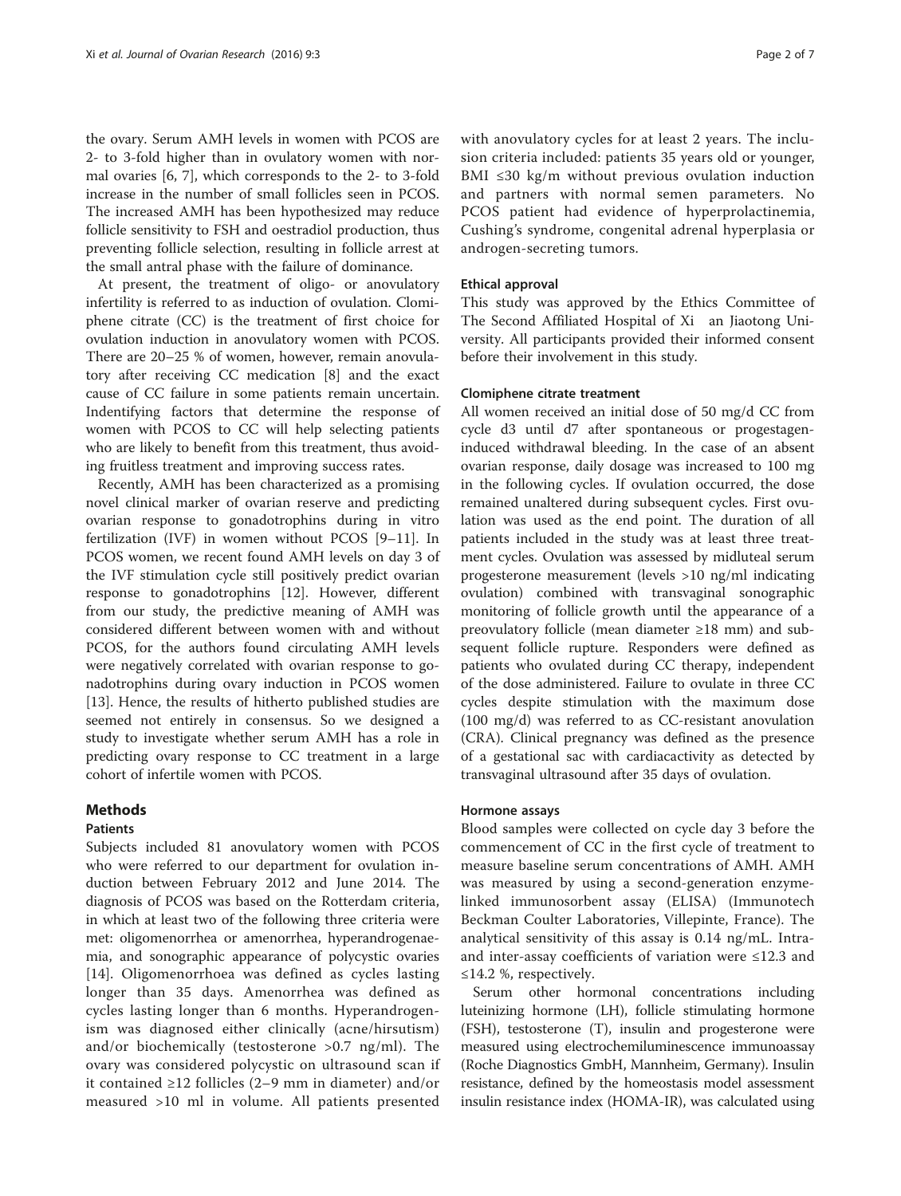the ovary. Serum AMH levels in women with PCOS are 2- to 3-fold higher than in ovulatory women with normal ovaries [6, 7], which corresponds to the 2- to 3-fold increase in the number of small follicles seen in PCOS. The increased AMH has been hypothesized may reduce follicle sensitivity to FSH and oestradiol production, thus preventing follicle selection, resulting in follicle arrest at the small antral phase with the failure of dominance.

At present, the treatment of oligo- or anovulatory infertility is referred to as induction of ovulation. Clomiphene citrate (CC) is the treatment of first choice for ovulation induction in anovulatory women with PCOS. There are 20–25 % of women, however, remain anovulatory after receiving CC medication [8] and the exact cause of CC failure in some patients remain uncertain. Indentifying factors that determine the response of women with PCOS to CC will help selecting patients who are likely to benefit from this treatment, thus avoiding fruitless treatment and improving success rates.

Recently, AMH has been characterized as a promising novel clinical marker of ovarian reserve and predicting ovarian response to gonadotrophins during in vitro fertilization (IVF) in women without PCOS [9–11]. In PCOS women, we recent found AMH levels on day 3 of the IVF stimulation cycle still positively predict ovarian response to gonadotrophins [12]. However, different from our study, the predictive meaning of AMH was considered different between women with and without PCOS, for the authors found circulating AMH levels were negatively correlated with ovarian response to gonadotrophins during ovary induction in PCOS women [13]. Hence, the results of hitherto published studies are seemed not entirely in consensus. So we designed a study to investigate whether serum AMH has a role in predicting ovary response to CC treatment in a large cohort of infertile women with PCOS.

## Methods

### Patients

Subjects included 81 anovulatory women with PCOS who were referred to our department for ovulation induction between February 2012 and June 2014. The diagnosis of PCOS was based on the Rotterdam criteria, in which at least two of the following three criteria were met: oligomenorrhea or amenorrhea, hyperandrogenaemia, and sonographic appearance of polycystic ovaries [14]. Oligomenorrhoea was defined as cycles lasting longer than 35 days. Amenorrhea was defined as cycles lasting longer than 6 months. Hyperandrogenism was diagnosed either clinically (acne/hirsutism) and/or biochemically (testosterone >0.7 ng/ml). The ovary was considered polycystic on ultrasound scan if it contained ≥12 follicles (2–9 mm in diameter) and/or measured >10 ml in volume. All patients presented with anovulatory cycles for at least 2 years. The inclusion criteria included: patients 35 years old or younger, BMI ≤30 kg/m without previous ovulation induction and partners with normal semen parameters. No PCOS patient had evidence of hyperprolactinemia, Cushing's syndrome, congenital adrenal hyperplasia or androgen-secreting tumors.

### Ethical approval

This study was approved by the Ethics Committee of The Second Affiliated Hospital of Xi an Jiaotong University. All participants provided their informed consent before their involvement in this study.

### Clomiphene citrate treatment

All women received an initial dose of 50 mg/d CC from cycle d3 until d7 after spontaneous or progestagen-induced withdrawal bleeding. In the case of an absent ovarian response, daily dosage was increased to 100 mg in the following cycles. If ovulation occurred, the dose remained unaltered during subsequent cycles. First ovulation was used as the end point. The duration of all patients included in the study was at least three treatment cycles. Ovulation was assessed by midluteal serum progesterone measurement (levels >10 ng/ml indicating ovulation) combined with transvaginal sonographic monitoring of follicle growth until the appearance of a preovulatory follicle (mean diameter ≥18 mm) and subsequent follicle rupture. Responders were defined as patients who ovulated during CC therapy, independent of the dose administered. Failure to ovulate in three CC cycles despite stimulation with the maximum dose (100 mg/d) was referred to as CC-resistant anovulation (CRA). Clinical pregnancy was defined as the presence of a gestational sac with cardiacactivity as detected by transvaginal ultrasound after 35 days of ovulation.

### Hormone assays

Blood samples were collected on cycle day 3 before the commencement of CC in the first cycle of treatment to measure baseline serum concentrations of AMH. AMH was measured by using a second-generation enzyme-linked immunosorbent assay (ELISA) (Immunotech Beckman Coulter Laboratories, Villepinte, France). The analytical sensitivity of this assay is 0.14 ng/mL. Intra- and inter-assay coefficients of variation were ≤12.3 and ≤14.2 %, respectively.

Serum other hormonal concentrations including luteinizing hormone (LH), follicle stimulating hormone (FSH), testosterone (T), insulin and progesterone were measured using electrochemiluminescence immunoassay (Roche Diagnostics GmbH, Mannheim, Germany). Insulin resistance, defined by the homeostasis model assessment insulin resistance index (HOMA-IR), was calculated using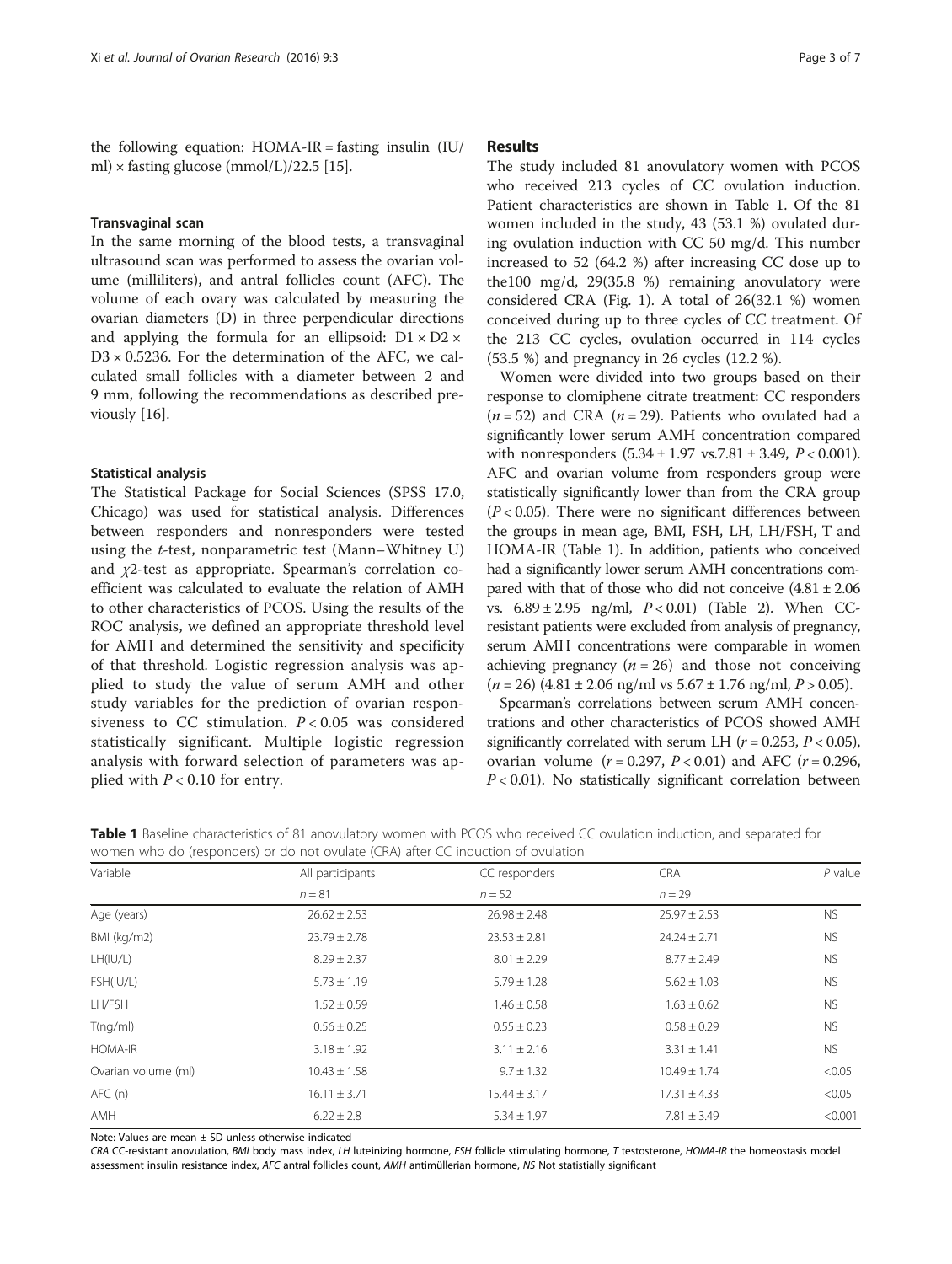the following equation: HOMA-IR = fasting insulin (IU/ml) × fasting glucose (mmol/L)/22.5 [15].

### Transvaginal scan

In the same morning of the blood tests, a transvaginal ultrasound scan was performed to assess the ovarian volume (milliliters), and antral follicles count (AFC). The volume of each ovary was calculated by measuring the ovarian diameters (D) in three perpendicular directions and applying the formula for an ellipsoid: $D1 \times D2 \times D3 \times 0.5236$. For the determination of the AFC, we calculated small follicles with a diameter between 2 and 9 mm, following the recommendations as described previously [16].

### Statistical analysis

The Statistical Package for Social Sciences (SPSS 17.0, Chicago) was used for statistical analysis. Differences between responders and nonresponders were tested using the *t*-test, nonparametric test (Mann–Whitney U) and $\chi 2$-test as appropriate. Spearman's correlation coefficient was calculated to evaluate the relation of AMH to other characteristics of PCOS. Using the results of the ROC analysis, we defined an appropriate threshold level for AMH and determined the sensitivity and specificity of that threshold. Logistic regression analysis was applied to study the value of serum AMH and other study variables for the prediction of ovarian responsiveness to CC stimulation. $P < 0.05$ was considered statistically significant. Multiple logistic regression analysis with forward selection of parameters was applied with $P < 0.10$ for entry.

## Results

The study included 81 anovulatory women with PCOS who received 213 cycles of CC ovulation induction. Patient characteristics are shown in Table 1. Of the 81 women included in the study, 43 (53.1 %) ovulated during ovulation induction with CC 50 mg/d. This number increased to 52 (64.2 %) after increasing CC dose up to the100 mg/d, 29(35.8 %) remaining anovulatory were considered CRA (Fig. 1). A total of 26(32.1 %) women conceived during up to three cycles of CC treatment. Of the 213 CC cycles, ovulation occurred in 114 cycles (53.5 %) and pregnancy in 26 cycles (12.2 %).

Women were divided into two groups based on their response to clomiphene citrate treatment: CC responders ($n = 52$) and CRA ($n = 29$). Patients who ovulated had a significantly lower serum AMH concentration compared with nonresponders (5.34 ± 1.97 vs.7.81 ± 3.49, $P < 0.001$). AFC and ovarian volume from responders group were statistically significantly lower than from the CRA group ($P < 0.05$). There were no significant differences between the groups in mean age, BMI, FSH, LH, LH/FSH, T and HOMA-IR (Table 1). In addition, patients who conceived had a significantly lower serum AMH concentrations compared with that of those who did not conceive (4.81 ± 2.06 vs. 6.89 ± 2.95 ng/ml, $P < 0.01$) (Table 2). When CC-resistant patients were excluded from analysis of pregnancy, serum AMH concentrations were comparable in women achieving pregnancy ($n = 26$) and those not conceiving ($n = 26$) (4.81 ± 2.06 ng/ml vs 5.67 ± 1.76 ng/ml, $P > 0.05$).

Spearman's correlations between serum AMH concentrations and other characteristics of PCOS showed AMH significantly correlated with serum LH ($r = 0.253$, $P < 0.05$), ovarian volume ($r = 0.297$, $P < 0.01$) and AFC ($r = 0.296$, $P < 0.01$). No statistically significant correlation between

**Table 1** Baseline characteristics of 81 anovulatory women with PCOS who received CC ovulation induction, and separated for women who do (responders) or do not ovulate (CRA) after CC induction of ovulation

| Variable | All participants | CC responders | CRA | *P* value |
|---|---|---|---|---|
| | $n = 81$ | $n = 52$ | $n = 29$ | |
| Age (years) | 26.62 ± 2.53 | 26.98 ± 2.48 | 25.97 ± 2.53 | NS |
| BMI (kg/m2) | 23.79 ± 2.78 | 23.53 ± 2.81 | 24.24 ± 2.71 | NS |
| LH(IU/L) | 8.29 ± 2.37 | 8.01 ± 2.29 | 8.77 ± 2.49 | NS |
| FSH(IU/L) | 5.73 ± 1.19 | 5.79 ± 1.28 | 5.62 ± 1.03 | NS |
| LH/FSH | 1.52 ± 0.59 | 1.46 ± 0.58 | 1.63 ± 0.62 | NS |
| T(ng/ml) | 0.56 ± 0.25 | 0.55 ± 0.23 | 0.58 ± 0.29 | NS |
| HOMA-IR | 3.18 ± 1.92 | 3.11 ± 2.16 | 3.31 ± 1.41 | NS |
| Ovarian volume (ml) | 10.43 ± 1.58 | 9.7 ± 1.32 | 10.49 ± 1.74 | <0.05 |
| AFC (n) | 16.11 ± 3.71 | 15.44 ± 3.17 | 17.31 ± 4.33 | <0.05 |
| AMH | 6.22 ± 2.8 | 5.34 ± 1.97 | 7.81 ± 3.49 | <0.001 |

Note: Values are mean ± SD unless otherwise indicated

*CRA* CC-resistant anovulation, *BMI* body mass index, *LH* luteinizing hormone, *FSH* follicle stimulating hormone, *T* testosterone, *HOMA-IR* the homeostasis model assessment insulin resistance index, *AFC* antral follicles count, *AMH* antimüllerian hormone, *NS* Not statistially significant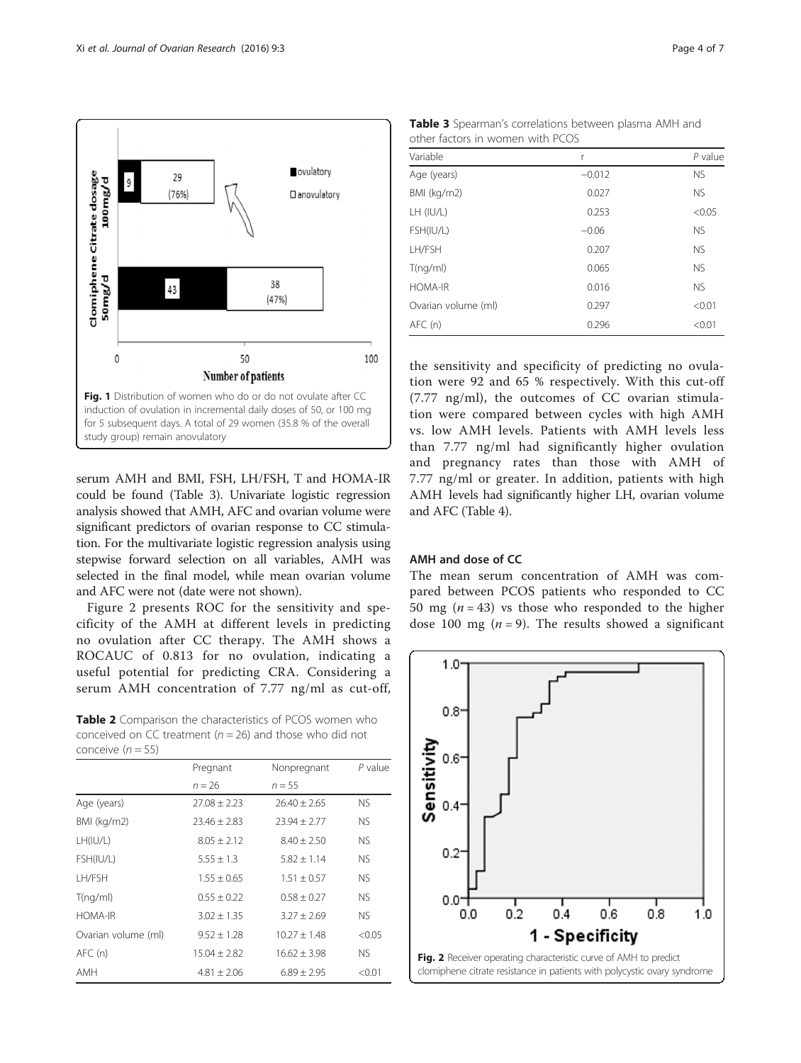Fig. 1 Distribution of women who do or do not ovulate after CC induction of ovulation in incremental daily doses of 50, or 100 mg for 5 subsequent days. A total of 29 women (35.8 % of the overall study group) remain anovulatory

serum AMH and BMI, FSH, LH/FSH, T and HOMA-IR could be found (Table 3). Univariate logistic regression analysis showed that AMH, AFC and ovarian volume were significant predictors of ovarian response to CC stimulation. For the multivariate logistic regression analysis using stepwise forward selection on all variables, AMH was selected in the final model, while mean ovarian volume and AFC were not (date were not shown).

Figure 2 presents ROC for the sensitivity and specificity of the AMH at different levels in predicting no ovulation after CC therapy. The AMH shows a ROCAUC of 0.813 for no ovulation, indicating a useful potential for predicting CRA. Considering a serum AMH concentration of 7.77 ng/ml as cut-off, the sensitivity and specificity of predicting no ovulation were 92 and 65 % respectively. With this cut-off (7.77 ng/ml), the outcomes of CC ovarian stimulation were compared between cycles with high AMH vs. low AMH levels. Patients with AMH levels less than 7.77 ng/ml had significantly higher ovulation and pregnancy rates than those with AMH of 7.77 ng/ml or greater. In addition, patients with high AMH levels had significantly higher LH, ovarian volume and AFC (Table 4).

**Table 2** Comparison the characteristics of PCOS women who conceived on CC treatment ($n = 26$) and those who did not conceive ($n = 55$)

| | Pregnant | Nonpregnant | *P* value |
|---|---|---|---|
| | $n = 26$ | $n = 55$ | |
| Age (years) | 27.08 ± 2.23 | 26.40 ± 2.65 | NS |
| BMI (kg/m2) | 23.46 ± 2.83 | 23.94 ± 2.77 | NS |
| LH(IU/L) | 8.05 ± 2.12 | 8.40 ± 2.50 | NS |
| FSH(IU/L) | 5.55 ± 1.3 | 5.82 ± 1.14 | NS |
| LH/FSH | 1.55 ± 0.65 | 1.51 ± 0.57 | NS |
| T(ng/ml) | 0.55 ± 0.22 | 0.58 ± 0.27 | NS |
| HOMA-IR | 3.02 ± 1.35 | 3.27 ± 2.69 | NS |
| Ovarian volume (ml) | 9.52 ± 1.28 | 10.27 ± 1.48 | <0.05 |
| AFC (n) | 15.04 ± 2.82 | 16.62 ± 3.98 | NS |
| AMH | 4.81 ± 2.06 | 6.89 ± 2.95 | <0.01 |

**Table 3** Spearman's correlations between plasma AMH and other factors in women with PCOS

| Variable | r | *P* value |
|---|---|---|
| Age (years) | −0.012 | NS |
| BMI (kg/m2) | 0.027 | NS |
| LH (IU/L) | 0.253 | <0.05 |
| FSH(IU/L) | −0.06 | NS |
| LH/FSH | 0.207 | NS |
| T(ng/ml) | 0.065 | NS |
| HOMA-IR | 0.016 | NS |
| Ovarian volume (ml) | 0.297 | <0.01 |
| AFC (n) | 0.296 | <0.01 |

### AMH and dose of CC

The mean serum concentration of AMH was compared between PCOS patients who responded to CC 50 mg ($n = 43$) vs those who responded to the higher dose 100 mg ($n = 9$). The results showed a significant

Fig. 2 Receiver operating characteristic curve of AMH to predict clomiphene citrate resistance in patients with polycystic ovary syndrome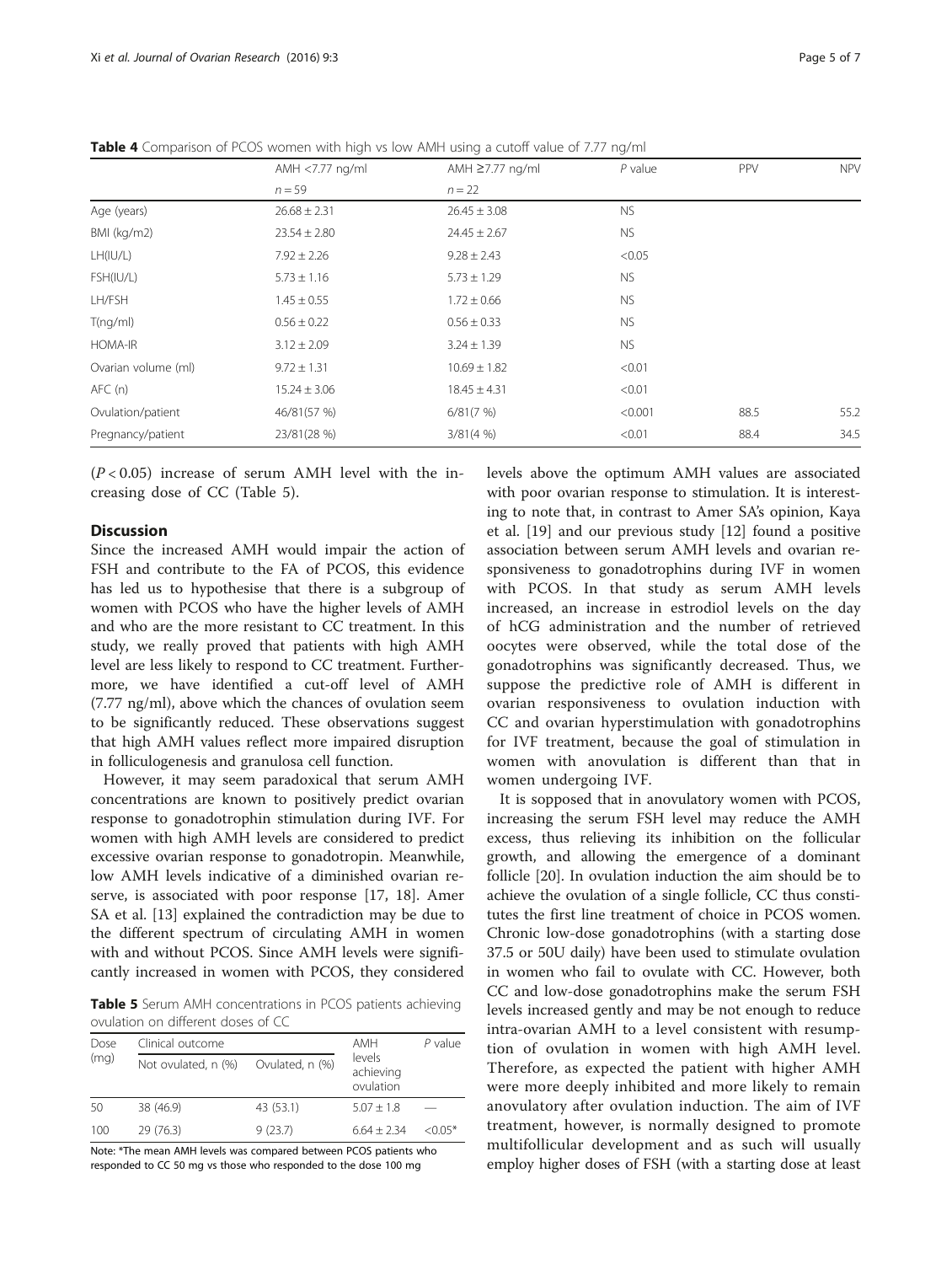**Table 4** Comparison of PCOS women with high vs low AMH using a cutoff value of 7.77 ng/ml

| | AMH <7.77 ng/ml | AMH ≥7.77 ng/ml | $P$ value | PPV | NPV |
|---|---|---|---|---|---|
| | $n = 59$ | $n = 22$ | | | |
| Age (years) | 26.68 ± 2.31 | 26.45 ± 3.08 | NS | | |
| BMI (kg/m2) | 23.54 ± 2.80 | 24.45 ± 2.67 | NS | | |
| LH(IU/L) | 7.92 ± 2.26 | 9.28 ± 2.43 | <0.05 | | |
| FSH(IU/L) | 5.73 ± 1.16 | 5.73 ± 1.29 | NS | | |
| LH/FSH | 1.45 ± 0.55 | 1.72 ± 0.66 | NS | | |
| T(ng/ml) | 0.56 ± 0.22 | 0.56 ± 0.33 | NS | | |
| HOMA-IR | 3.12 ± 2.09 | 3.24 ± 1.39 | NS | | |
| Ovarian volume (ml) | 9.72 ± 1.31 | 10.69 ± 1.82 | <0.01 | | |
| AFC (n) | 15.24 ± 3.06 | 18.45 ± 4.31 | <0.01 | | |
| Ovulation/patient | 46/81(57 %) | 6/81(7 %) | <0.001 | 88.5 | 55.2 |
| Pregnancy/patient | 23/81(28 %) | 3/81(4 %) | <0.01 | 88.4 | 34.5 |

($P < 0.05$) increase of serum AMH level with the increasing dose of CC (Table 5).

## Discussion

Since the increased AMH would impair the action of FSH and contribute to the FA of PCOS, this evidence has led us to hypothesise that there is a subgroup of women with PCOS who have the higher levels of AMH and who are the more resistant to CC treatment. In this study, we really proved that patients with high AMH level are less likely to respond to CC treatment. Furthermore, we have identified a cut-off level of AMH (7.77 ng/ml), above which the chances of ovulation seem to be significantly reduced. These observations suggest that high AMH values reflect more impaired disruption in folliculogenesis and granulosa cell function.

However, it may seem paradoxical that serum AMH concentrations are known to positively predict ovarian response to gonadotrophin stimulation during IVF. For women with high AMH levels are considered to predict excessive ovarian response to gonadotropin. Meanwhile, low AMH levels indicative of a diminished ovarian reserve, is associated with poor response [17, 18]. Amer SA et al. [13] explained the contradiction may be due to the different spectrum of circulating AMH in women with and without PCOS. Since AMH levels were significantly increased in women with PCOS, they considered levels above the optimum AMH values are associated with poor ovarian response to stimulation. It is interesting to note that, in contrast to Amer SA's opinion, Kaya et al. [19] and our previous study [12] found a positive association between serum AMH levels and ovarian responsiveness to gonadotrophins during IVF in women with PCOS. In that study as serum AMH levels increased, an increase in estrodiol levels on the day of hCG administration and the number of retrieved oocytes were observed, while the total dose of the gonadotrophins was significantly decreased. Thus, we suppose the predictive role of AMH is different in ovarian responsiveness to ovulation induction with CC and ovarian hyperstimulation with gonadotrophins for IVF treatment, because the goal of stimulation in women with anovulation is different than that in women undergoing IVF.

It is sopposed that in anovulatory women with PCOS, increasing the serum FSH level may reduce the AMH excess, thus relieving its inhibition on the follicular growth, and allowing the emergence of a dominant follicle [20]. In ovulation induction the aim should be to achieve the ovulation of a single follicle, CC thus constitutes the first line treatment of choice in PCOS women. Chronic low-dose gonadotrophins (with a starting dose 37.5 or 50U daily) have been used to stimulate ovulation in women who fail to ovulate with CC. However, both CC and low-dose gonadotrophins make the serum FSH levels increased gently and may be not enough to reduce intra-ovarian AMH to a level consistent with resumption of ovulation in women with high AMH level. Therefore, as expected the patient with higher AMH were more deeply inhibited and more likely to remain anovulatory after ovulation induction. The aim of IVF treatment, however, is normally designed to promote multifollicular development and as such will usually employ higher doses of FSH (with a starting dose at least

**Table 5** Serum AMH concentrations in PCOS patients achieving ovulation on different doses of CC

| Dose (mg) | Clinical outcome | | AMH levels achieving ovulation | $P$ value |
|---|---|---|---|---|
| | Not ovulated, n (%) | Ovulated, n (%) | | |
| 50 | 38 (46.9) | 43 (53.1) | 5.07 ± 1.8 | — |
| 100 | 29 (76.3) | 9 (23.7) | 6.64 ± 2.34 | <0.05* |

Note: *The mean AMH levels was compared between PCOS patients who responded to CC 50 mg vs those who responded to the dose 100 mg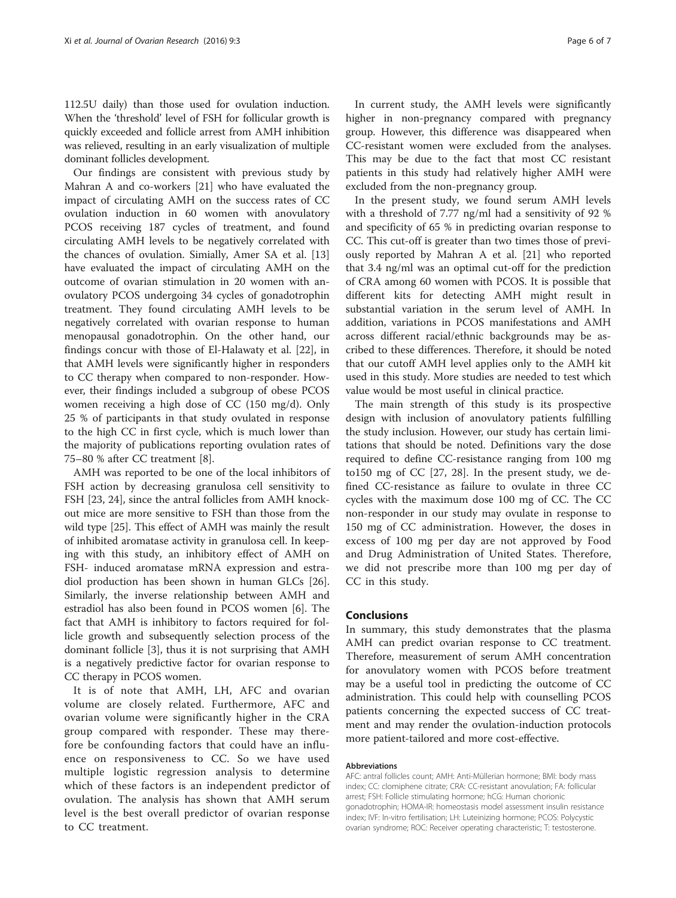112.5U daily) than those used for ovulation induction. When the 'threshold' level of FSH for follicular growth is quickly exceeded and follicle arrest from AMH inhibition was relieved, resulting in an early visualization of multiple dominant follicles development.

Our findings are consistent with previous study by Mahran A and co-workers [21] who have evaluated the impact of circulating AMH on the success rates of CC ovulation induction in 60 women with anovulatory PCOS receiving 187 cycles of treatment, and found circulating AMH levels to be negatively correlated with the chances of ovulation. Simially, Amer SA et al. [13] have evaluated the impact of circulating AMH on the outcome of ovarian stimulation in 20 women with anovulatory PCOS undergoing 34 cycles of gonadotrophin treatment. They found circulating AMH levels to be negatively correlated with ovarian response to human menopausal gonadotrophin. On the other hand, our findings concur with those of El-Halawaty et al. [22], in that AMH levels were significantly higher in responders to CC therapy when compared to non-responder. However, their findings included a subgroup of obese PCOS women receiving a high dose of CC (150 mg/d). Only 25 % of participants in that study ovulated in response to the high CC in first cycle, which is much lower than the majority of publications reporting ovulation rates of 75–80 % after CC treatment [8].

AMH was reported to be one of the local inhibitors of FSH action by decreasing granulosa cell sensitivity to FSH [23, 24], since the antral follicles from AMH knockout mice are more sensitive to FSH than those from the wild type [25]. This effect of AMH was mainly the result of inhibited aromatase activity in granulosa cell. In keeping with this study, an inhibitory effect of AMH on FSH- induced aromatase mRNA expression and estradiol production has been shown in human GLCs [26]. Similarly, the inverse relationship between AMH and estradiol has also been found in PCOS women [6]. The fact that AMH is inhibitory to factors required for follicle growth and subsequently selection process of the dominant follicle [3], thus it is not surprising that AMH is a negatively predictive factor for ovarian response to CC therapy in PCOS women.

It is of note that AMH, LH, AFC and ovarian volume are closely related. Furthermore, AFC and ovarian volume were significantly higher in the CRA group compared with responder. These may therefore be confounding factors that could have an influence on responsiveness to CC. So we have used multiple logistic regression analysis to determine which of these factors is an independent predictor of ovulation. The analysis has shown that AMH serum level is the best overall predictor of ovarian response to CC treatment.

In current study, the AMH levels were significantly higher in non-pregnancy compared with pregnancy group. However, this difference was disappeared when CC-resistant women were excluded from the analyses. This may be due to the fact that most CC resistant patients in this study had relatively higher AMH were excluded from the non-pregnancy group.

In the present study, we found serum AMH levels with a threshold of 7.77 ng/ml had a sensitivity of 92 % and specificity of 65 % in predicting ovarian response to CC. This cut-off is greater than two times those of previously reported by Mahran A et al. [21] who reported that 3.4 ng/ml was an optimal cut-off for the prediction of CRA among 60 women with PCOS. It is possible that different kits for detecting AMH might result in substantial variation in the serum level of AMH. In addition, variations in PCOS manifestations and AMH across different racial/ethnic backgrounds may be ascribed to these differences. Therefore, it should be noted that our cutoff AMH level applies only to the AMH kit used in this study. More studies are needed to test which value would be most useful in clinical practice.

The main strength of this study is its prospective design with inclusion of anovulatory patients fulfilling the study inclusion. However, our study has certain limitations that should be noted. Definitions vary the dose required to define CC-resistance ranging from 100 mg to150 mg of CC [27, 28]. In the present study, we defined CC-resistance as failure to ovulate in three CC cycles with the maximum dose 100 mg of CC. The CC non-responder in our study may ovulate in response to 150 mg of CC administration. However, the doses in excess of 100 mg per day are not approved by Food and Drug Administration of United States. Therefore, we did not prescribe more than 100 mg per day of CC in this study.

## Conclusions

In summary, this study demonstrates that the plasma AMH can predict ovarian response to CC treatment. Therefore, measurement of serum AMH concentration for anovulatory women with PCOS before treatment may be a useful tool in predicting the outcome of CC administration. This could help with counselling PCOS patients concerning the expected success of CC treatment and may render the ovulation-induction protocols more patient-tailored and more cost-effective.

#### Abbreviations

AFC: antral follicles count; AMH: Anti-Müllerian hormone; BMI: body mass index; CC: clomiphene citrate; CRA: CC-resistant anovulation; FA: follicular arrest; FSH: Follicle stimulating hormone; hCG: Human chorionic gonadotrophin; HOMA-IR: homeostasis model assessment insulin resistance index; IVF: In-vitro fertilisation; LH: Luteinizing hormone; PCOS: Polycystic ovarian syndrome; ROC: Receiver operating characteristic; T: testosterone.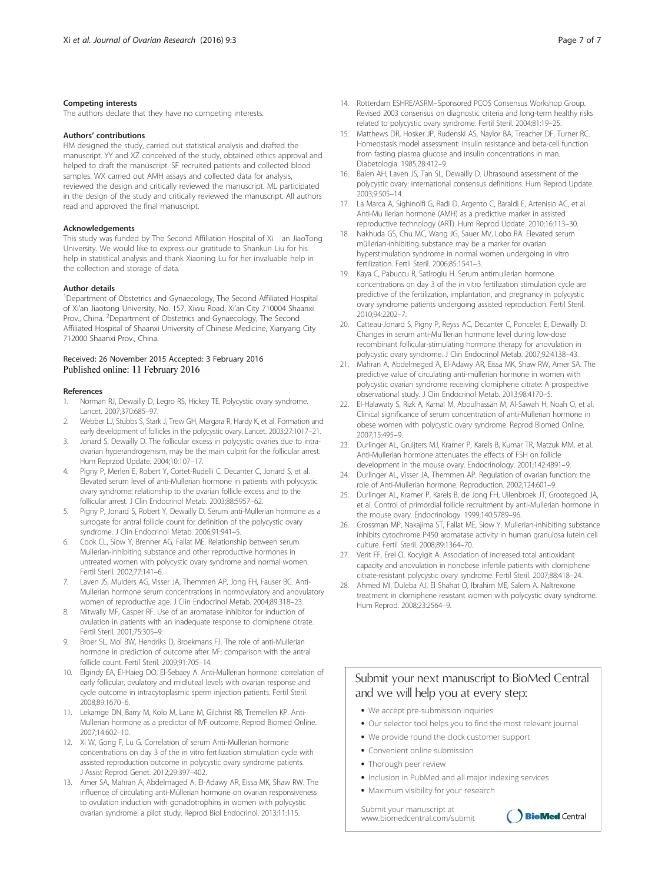### Competing interests

The authors declare that they have no competing interests.

### Authors' contributions

HM designed the study, carried out statistical analysis and drafted the manuscript. YY and XZ conceived of the study, obtained ethics approval and helped to draft the manuscript. SF recruited patients and collected blood samples. WX carried out AMH assays and collected data for analysis, reviewed the design and critically reviewed the manuscript. ML participated in the design of the study and critically reviewed the manuscript. All authors read and approved the final manuscript.

### Acknowledgements

This study was funded by The Second Affiliation Hospital of Xi an JiaoTong University. We would like to express our gratitude to Shankun Liu for his help in statistical analysis and thank Xiaoning Lu for her invaluable help in the collection and storage of data.

### Author details

[1]Department of Obstetrics and Gynaecology, The Second Affiliated Hospital of Xi'an Jiaotong University, No. 157, Xiwu Road, Xi'an City 710004 Shaanxi Prov., China. [2]Department of Obstetrics and Gynaecology, The Second Affiliated Hospital of Shaanxi University of Chinese Medicine, Xianyang City 712000 Shaanxi Prov., China.

Received: 26 November 2015 Accepted: 3 February 2016
Published online: 11 February 2016

### References

1. Norman RJ, Dewailly D, Legro RS, Hickey TE. Polycystic ovary syndrome. Lancet. 2007;370:685–97.
2. Webber LJ, Stubbs S, Stark J, Trew GH, Margara R, Hardy K, et al. Formation and early development of follicles in the polycystic ovary. Lancet. 2003;27:1017–21.
3. Jonard S, Dewailly D. The follicular excess in polycystic ovaries due to intra-ovarian hyperandrogenism, may be the main culprit for the follicular arrest. Hum Reprzod Update. 2004;10:107–17.
4. Pigny P, Merlen E, Robert Y, Cortet-Rudelli C, Decanter C, Jonard S, et al. Elevated serum level of anti-Mullerian hormone in patients with polycystic ovary syndrome: relationship to the ovarian follicle excess and to the follicular arrest. J Clin Endocrinol Metab. 2003;88:5957–62.
5. Pigny P, Jonard S, Robert Y, Dewailly D. Serum anti-Mullerian hormone as a surrogate for antral follicle count for definition of the polycystic ovary syndrome. J Clin Endocrinol Metab. 2006;91:941–5.
6. Cook CL, Siow Y, Brenner AG, Fallat ME. Relationship between serum Mullerian-inhibiting substance and other reproductive hormones in untreated women with polycystic ovary syndrome and normal women. Fertil Steril. 2002;77:141–6.
7. Laven JS, Mulders AG, Visser JA, Themmen AP, Jong FH, Fauser BC. Anti-Mullerian hormone serum concentrations in normovulatory and anovulatory women of reproductive age. J Clin Endocrinol Metab. 2004;89:318–23.
8. Mitwally MF, Casper RF. Use of an aromatase inhibitor for induction of ovulation in patients with an inadequate response to clomiphene citrate. Fertil Steril. 2001;75:305–9.
9. Broer SL, Mol BW, Hendriks D, Broekmans FJ. The role of anti-Mullerian hormone in prediction of outcome after IVF: comparison with the antral follicle count. Fertil Steril. 2009;91:705–14.
10. Elgindy EA, El-Haieg DO, El-Sebaey A. Anti-Mullerian hormone: correlation of early follicular, ovulatory and midluteal levels with ovarian response and cycle outcome in intracytoplasmic sperm injection patients. Fertil Steril. 2008;89:1670–6.
11. Lekamge DN, Barry M, Kolo M, Lane M, Gilchrist RB, Tremellen KP. Anti-Mullerian hormone as a predictor of IVF outcome. Reprod Biomed Online. 2007;14:602–10.
12. Xi W, Gong F, Lu G. Correlation of serum Anti-Mullerian hormone concentrations on day 3 of the in vitro fertilization stimulation cycle with assisted reproduction outcome in polycystic ovary syndrome patients. J Assist Reprod Genet. 2012;29:397–402.
13. Amer SA, Mahran A, Abdelmaged A, El-Adawy AR, Eissa MK, Shaw RW. The influence of circulating anti-Müllerian hormone on ovarian responsiveness to ovulation induction with gonadotrophins in women with polycystic ovarian syndrome: a pilot study. Reprod Biol Endocrinol. 2013;11:115.
14. Rotterdam ESHRE/ASRM–Sponsored PCOS Consensus Workshop Group. Revised 2003 consensus on diagnostic criteria and long-term healthy risks related to polycystic ovary syndrome. Fertil Steril. 2004;81:19–25.
15. Matthews DR, Hosker JP, Rudenski AS, Naylor BA, Treacher DF, Turner RC. Homeostasis model assessment: insulin resistance and beta-cell function from fasting plasma glucose and insulin concentrations in man. Diabetologia. 1985;28:412–9.
16. Balen AH, Laven JS, Tan SL, Dewailly D. Ultrasound assessment of the polycystic ovary: international consensus definitions. Hum Reprod Update. 2003;9:505–14.
17. La Marca A, Sighinolfi G, Radi D, Argento C, Baraldi E, Artenisio AC, et al. Anti-Mu llerian hormone (AMH) as a predictive marker in assisted reproductive technology (ART). Hum Reprod Update. 2010;16:113–30.
18. Nakhuda GS, Chu MC, Wang JG, Sauer MV, Lobo RA. Elevated serum müllerian-inhibiting substance may be a marker for ovarian hyperstimulation syndrome in normal women undergoing in vitro fertilization. Fertil Steril. 2006;85:1541–3.
19. Kaya C, Pabuccu R, Satlroglu H. Serum antimullerian hormone concentrations on day 3 of the in vitro fertilization stimulation cycle are predictive of the fertilization, implantation, and pregnancy in polycystic ovary syndrome patients undergoing assisted reproduction. Fertil Steril. 2010;94:2202–7.
20. Catteau-Jonard S, Pigny P, Reyss AC, Decanter C, Poncelet E, Dewailly D. Changes in serum anti-Mu¨llerian hormone level during low-dose recombinant follicular-stimulating hormone therapy for anovulation in polycystic ovary syndrome. J Clin Endocrinol Metab. 2007;92:4138–43.
21. Mahran A, Abdelmeged A, El-Adawy AR, Eissa MK, Shaw RW, Amer SA. The predictive value of circulating anti-müllerian hormone in women with polycystic ovarian syndrome receiving clomiphene citrate: A prospective observational study. J Clin Endocrinol Metab. 2013;98:4170–5.
22. El-Halawaty S, Rizk A, Kamal M, Aboulhassan M, Al-Sawah H, Noah O, et al. Clinical significance of serum concentration of anti-Müllerian hormone in obese women with polycystic ovary syndrome. Reprod Biomed Online. 2007;15:495–9.
23. Durlinger AL, Gruijters MJ, Kramer P, Karels B, Kumar TR, Matzuk MM, et al. Anti-Mullerian hormone attenuates the effects of FSH on follicle development in the mouse ovary. Endocrinology. 2001;142:4891–9.
24. Durlinger AL, Visser JA, Themmen AP. Regulation of ovarian function: the role of Anti-Mullerian hormone. Reproduction. 2002;124:601–9.
25. Durlinger AL, Kramer P, Karels B, de Jong FH, Uilenbroek JT, Grootegoed JA, et al. Control of primordial follicle recruitment by anti-Mullerian hormone in the mouse ovary. Endocrinology. 1999;140:5789–96.
26. Grossman MP, Nakajima ST, Fallat ME, Siow Y. Mullerian-inhibiting substance inhibits cytochrome P450 aromatase activity in human granulosa lutein cell culture. Fertil Steril. 2008;89:1364–70.
27. Verit FF, Erel O, Kocyigit A. Association of increased total antioxidant capacity and anovulation in nonobese infertile patients with clomiphene citrate-resistant polycystic ovary syndrome. Fertil Steril. 2007;88:418–24.
28. Ahmed MI, Duleba AJ, El Shahat O, Ibrahim ME, Salem A. Naltrexone treatment in clomiphene resistant women with polycystic ovary syndrome. Hum Reprod. 2008;23:2564–9.

Submit your next manuscript to BioMed Central and we will help you at every step:

- We accept pre-submission inquiries
- Our selector tool helps you to find the most relevant journal
- We provide round the clock customer support
- Convenient online submission
- Thorough peer review
- Inclusion in PubMed and all major indexing services
- Maximum visibility for your research

Submit your manuscript at
www.biomedcentral.com/submit

BioMed Central